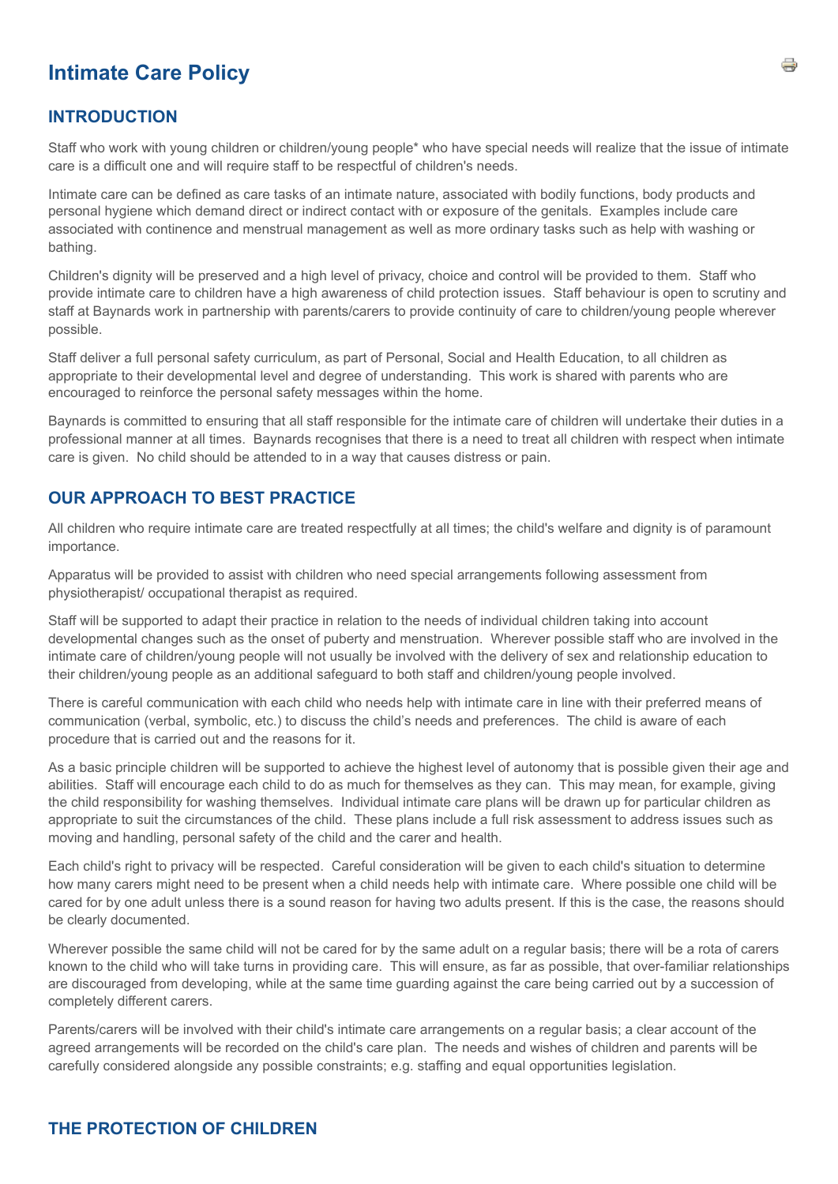# Intimate Care Policy

## INTRODUCTION

Staff who work with young children or children/young people* who have special needs will realize that the issue of intimate care is a difficult one and will require staff to be respectful of children's needs.

Intimate care can be defined as care tasks of an intimate nature, associated with bodily functions, body products and personal hygiene which demand direct or indirect contact with or exposure of the genitals. Examples include care associated with continence and menstrual management as well as more ordinary tasks such as help with washing or bathing.

Children's dignity will be preserved and a high level of privacy, choice and control will be provided to them. Staff who provide intimate care to children have a high awareness of child protection issues. Staff behaviour is open to scrutiny and staff at Baynards work in partnership with parents/carers to provide continuity of care to children/young people wherever possible.

Staff deliver a full personal safety curriculum, as part of Personal, Social and Health Education, to all children as appropriate to their developmental level and degree of understanding. This work is shared with parents who are encouraged to reinforce the personal safety messages within the home.

Baynards is committed to ensuring that all staff responsible for the intimate care of children will undertake their duties in a professional manner at all times. Baynards recognises that there is a need to treat all children with respect when intimate care is given. No child should be attended to in a way that causes distress or pain.

## OUR APPROACH TO BEST PRACTICE

All children who require intimate care are treated respectfully at all times; the child's welfare and dignity is of paramount importance.

Apparatus will be provided to assist with children who need special arrangements following assessment from physiotherapist/ occupational therapist as required.

Staff will be supported to adapt their practice in relation to the needs of individual children taking into account developmental changes such as the onset of puberty and menstruation. Wherever possible staff who are involved in the intimate care of children/young people will not usually be involved with the delivery of sex and relationship education to their children/young people as an additional safeguard to both staff and children/young people involved.

There is careful communication with each child who needs help with intimate care in line with their preferred means of communication (verbal, symbolic, etc.) to discuss the child's needs and preferences. The child is aware of each procedure that is carried out and the reasons for it.

As a basic principle children will be supported to achieve the highest level of autonomy that is possible given their age and abilities. Staff will encourage each child to do as much for themselves as they can. This may mean, for example, giving the child responsibility for washing themselves. Individual intimate care plans will be drawn up for particular children as appropriate to suit the circumstances of the child. These plans include a full risk assessment to address issues such as moving and handling, personal safety of the child and the carer and health.

Each child's right to privacy will be respected. Careful consideration will be given to each child's situation to determine how many carers might need to be present when a child needs help with intimate care. Where possible one child will be cared for by one adult unless there is a sound reason for having two adults present. If this is the case, the reasons should be clearly documented.

Wherever possible the same child will not be cared for by the same adult on a regular basis; there will be a rota of carers known to the child who will take turns in providing care. This will ensure, as far as possible, that over-familiar relationships are discouraged from developing, while at the same time guarding against the care being carried out by a succession of completely different carers.

Parents/carers will be involved with their child's intimate care arrangements on a regular basis; a clear account of the agreed arrangements will be recorded on the child's care plan. The needs and wishes of children and parents will be carefully considered alongside any possible constraints; e.g. staffing and equal opportunities legislation.

## THE PROTECTION OF CHILDREN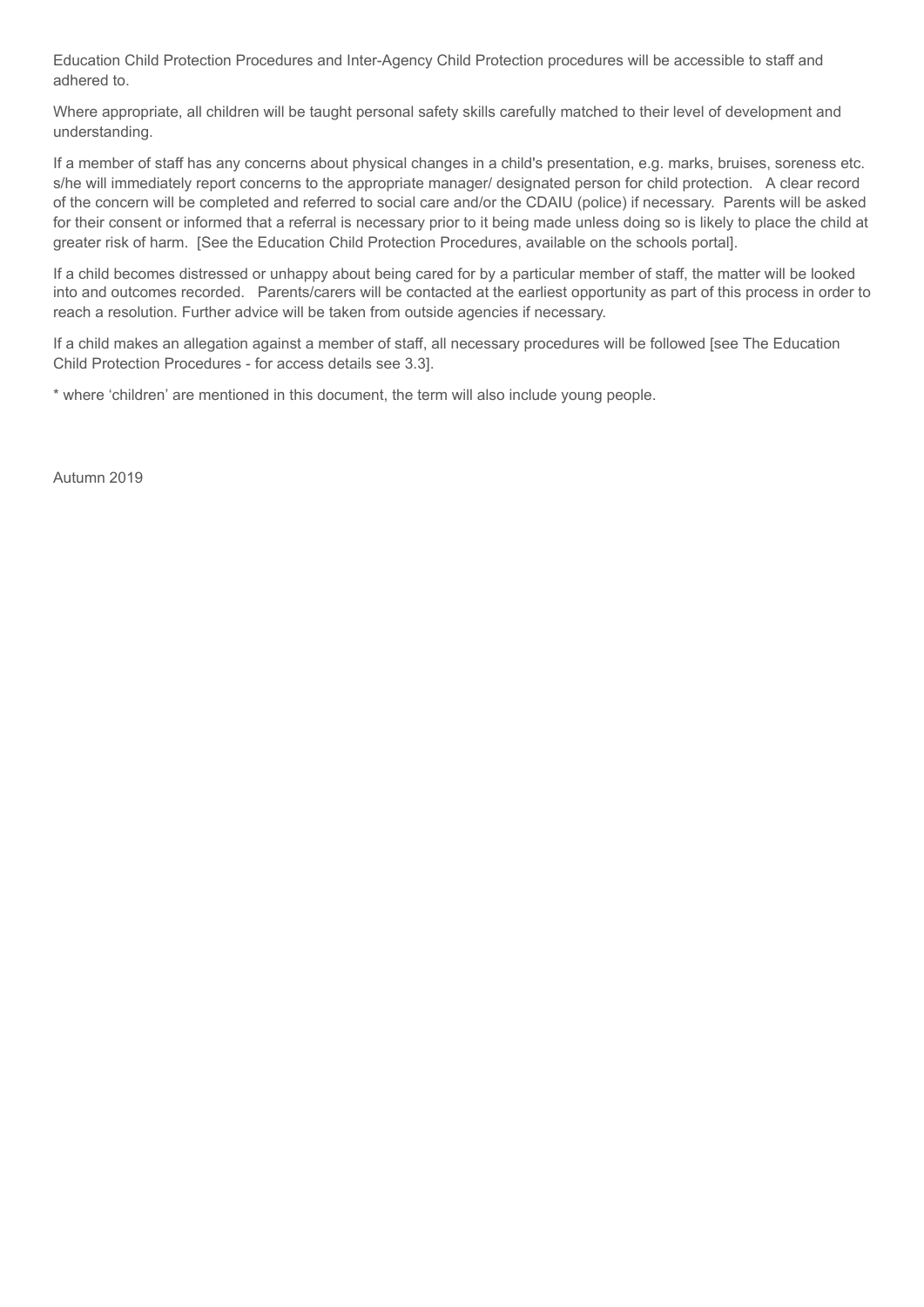Education Child Protection Procedures and Inter-Agency Child Protection procedures will be accessible to staff and adhered to.

Where appropriate, all children will be taught personal safety skills carefully matched to their level of development and understanding.

If a member of staff has any concerns about physical changes in a child's presentation, e.g. marks, bruises, soreness etc. s/he will immediately report concerns to the appropriate manager/ designated person for child protection. A clear record of the concern will be completed and referred to social care and/or the CDAIU (police) if necessary. Parents will be asked for their consent or informed that a referral is necessary prior to it being made unless doing so is likely to place the child at greater risk of harm. [See the Education Child Protection Procedures, available on the schools portal].

If a child becomes distressed or unhappy about being cared for by a particular member of staff, the matter will be looked into and outcomes recorded. Parents/carers will be contacted at the earliest opportunity as part of this process in order to reach a resolution. Further advice will be taken from outside agencies if necessary.

If a child makes an allegation against a member of staff, all necessary procedures will be followed [see The Education Child Protection Procedures - for access details see 3.3].

* where 'children' are mentioned in this document, the term will also include young people.

Autumn 2019